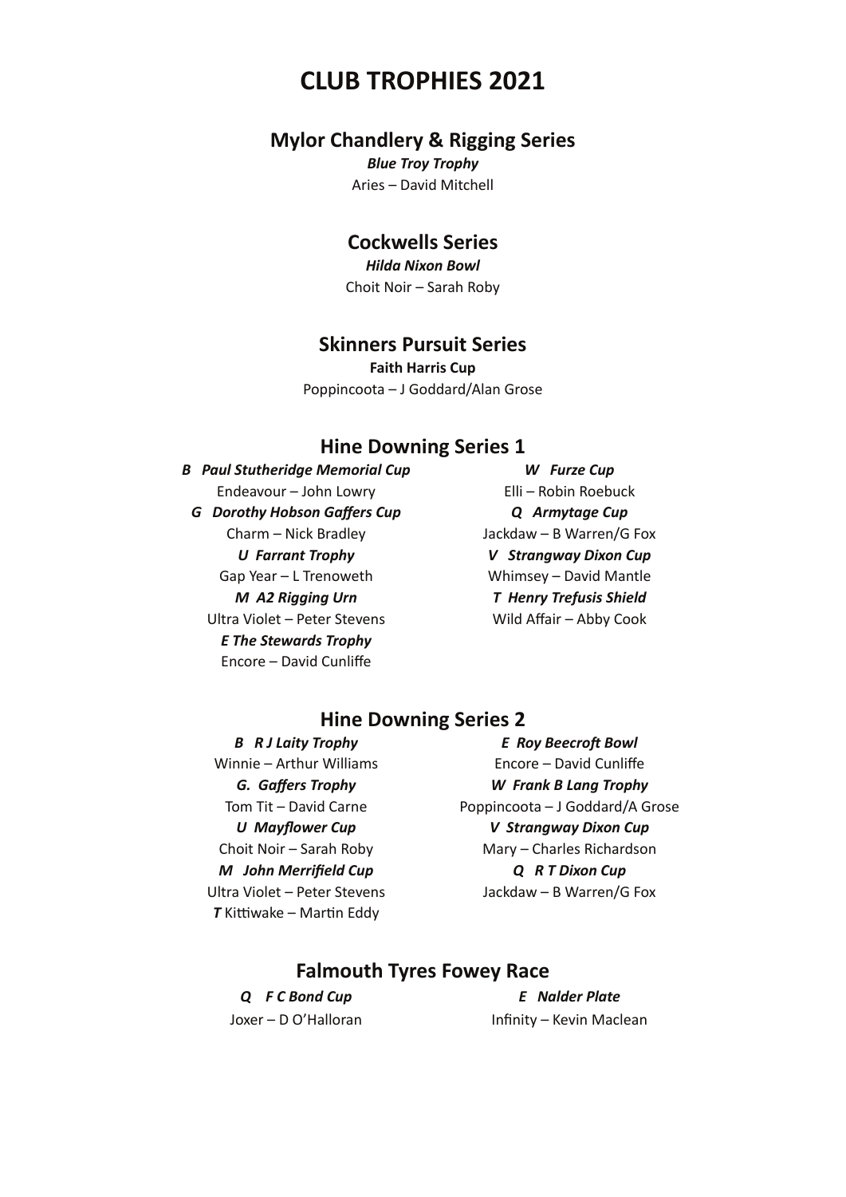# CLUB TROPHIES 2021

## Mylor Chandlery & Rigging Series

***Blue Troy Trophy***

Aries – David Mitchell

## Cockwells Series

***Hilda Nixon Bowl***

Choit Noir – Sarah Roby

## Skinners Pursuit Series

**Faith Harris Cup**

Poppincoota – J Goddard/Alan Grose

## Hine Downing Series 1

***B Paul Stutheridge Memorial Cup***

Endeavour – John Lowry

***G Dorothy Hobson Gaffers Cup***

Charm – Nick Bradley

***U Farrant Trophy***

Gap Year – L Trenoweth

***M A2 Rigging Urn***

Ultra Violet – Peter Stevens

***E The Stewards Trophy***

Encore – David Cunliffe

***W Furze Cup***

Elli – Robin Roebuck

***Q Armytage Cup***

Jackdaw – B Warren/G Fox

***V Strangway Dixon Cup***

Whimsey – David Mantle

***T Henry Trefusis Shield***

Wild Affair – Abby Cook

## Hine Downing Series 2

***B R J Laity Trophy***

Winnie – Arthur Williams

***G. Gaffers Trophy***

Tom Tit – David Carne

***U Mayflower Cup***

Choit Noir – Sarah Roby

***M John Merrifield Cup***

Ultra Violet – Peter Stevens

***T*** Kittiwake – Martin Eddy

***E Roy Beecroft Bowl***

Encore – David Cunliffe

***W Frank B Lang Trophy***

Poppincoota – J Goddard/A Grose

***V Strangway Dixon Cup***

Mary – Charles Richardson

***Q R T Dixon Cup***

Jackdaw – B Warren/G Fox

## Falmouth Tyres Fowey Race

***Q F C Bond Cup***

Joxer – D O'Halloran

***E Nalder Plate***

Infinity – Kevin Maclean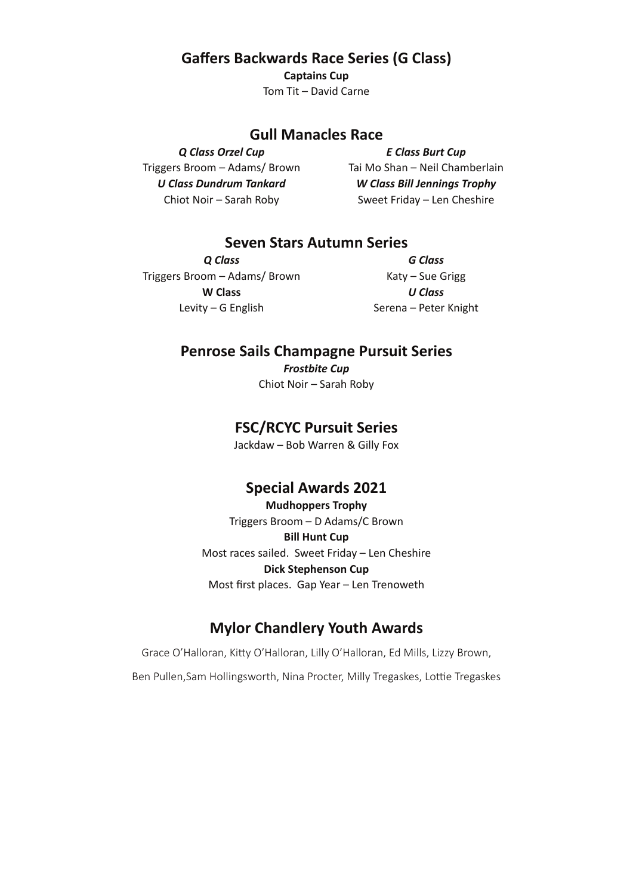## Gaffers Backwards Race Series (G Class)

**Captains Cup**

Tom Tit – David Carne

## Gull Manacles Race

***Q Class Orzel Cup***

Triggers Broom – Adams/ Brown

***U Class Dundrum Tankard***

Chiot Noir – Sarah Roby

***E Class Burt Cup***

Tai Mo Shan – Neil Chamberlain

***W Class Bill Jennings Trophy***

Sweet Friday – Len Cheshire

## Seven Stars Autumn Series

***Q Class***

Triggers Broom – Adams/ Brown

**W Class**

Levity – G English

***G Class***

Katy – Sue Grigg

***U Class***

Serena – Peter Knight

## Penrose Sails Champagne Pursuit Series

***Frostbite Cup***

Chiot Noir – Sarah Roby

## FSC/RCYC Pursuit Series

Jackdaw – Bob Warren & Gilly Fox

## Special Awards 2021

**Mudhoppers Trophy**

Triggers Broom – D Adams/C Brown

**Bill Hunt Cup**

Most races sailed. Sweet Friday – Len Cheshire

**Dick Stephenson Cup**

Most first places. Gap Year – Len Trenoweth

## Mylor Chandlery Youth Awards

Grace O'Halloran, Kitty O'Halloran, Lilly O'Halloran, Ed Mills, Lizzy Brown,

Ben Pullen,Sam Hollingsworth, Nina Procter, Milly Tregaskes, Lottie Tregaskes